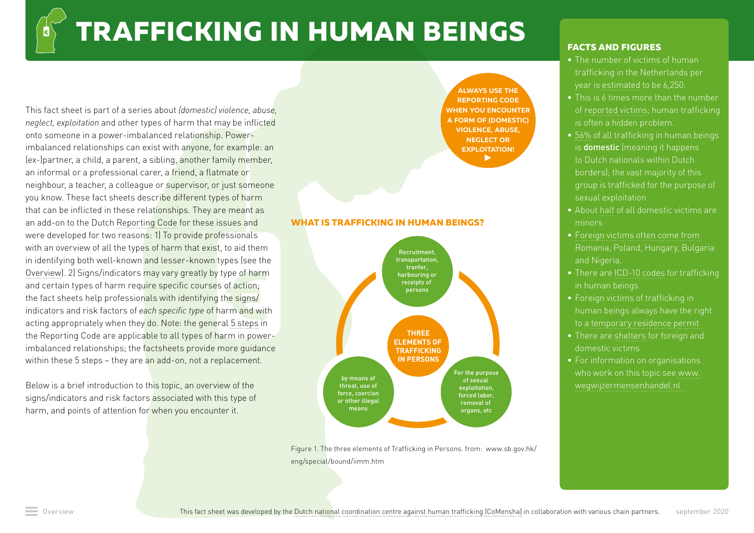# TRAFFICKING IN HUMAN BEINGS

This fact sheet is part of a series about *(domestic) violence, abuse, neglect, exploitation* and other types of harm that may be inflicted onto someone in a power-imbalanced relationship. Power-imbalanced relationships can exist with anyone, for example: an (ex-)partner, a child, a parent, a sibling, another family member, an informal or a professional carer, a friend, a flatmate or neighbour, a teacher, a colleague or supervisor, or just someone you know. These fact sheets describe different types of harm that can be inflicted in these relationships. They are meant as an add-on to the Dutch Reporting Code for these issues and were developed for two reasons: 1) To provide professionals with an overview of all the types of harm that exist, to aid them in identifying both well-known and lesser-known types (see the Overview). 2) Signs/indicators may vary greatly by type of harm and certain types of harm require specific courses of action; the fact sheets help professionals with identifying the signs/indicators and risk factors of *each specific type* of harm and with acting appropriately when they do. Note: the general 5 steps in the Reporting Code are applicable to all types of harm in power-imbalanced relationships; the factsheets provide more guidance within these 5 steps – they are an add-on, not a replacement.

Below is a brief introduction to this topic, an overview of the signs/indicators and risk factors associated with this type of harm, and points of attention for when you encounter it.

**ALWAYS USE THE REPORTING CODE WHEN YOU ENCOUNTER A FORM OF (DOMESTIC) VIOLENCE, ABUSE, NEGLECT OR EXPLOITATION!** ▶

## WHAT IS TRAFFICKING IN HUMAN BEINGS?

**THREE ELEMENTS OF TRAFFICKING IN PERSONS**

- Recruitment, transportation, tranfer, harbouring or receipts of persons
- by means of threat, use of force, coercion or other illegal means
- For the purpose of sexual exploitation, forced labor, removal of organs, etc

Figure 1. The three elements of Trafficking in Persons. from: www.sb.gov.hk/eng/special/bound/iimm.htm

## FACTS AND FIGURES

- The number of victims of human trafficking in the Netherlands per year is estimated to be 6,250.
- This is 6 times more than the number of reported victims; human trafficking is often a hidden problem.
- 56% of all trafficking in human beings is **domestic** (meaning it happens to Dutch nationals within Dutch borders); the vast majority of this group is trafficked for the purpose of sexual exploitation
- About half of all domestic victims are minors
- Foreign victims often come from Romania, Poland, Hungary, Bulgaria and Nigeria.
- There are ICD-10 codes for trafficking in human beings
- Foreign victims of trafficking in human beings always have the right to a temporary residence permit
- There are shelters for foreign and domestic victims
- For information on organisations who work on this topic see www.wegwijzermensenhandel.nl

This fact sheet was developed by the Dutch national coordination centre against human trafficking (CoMensha) in collaboration with various chain partners. september 2020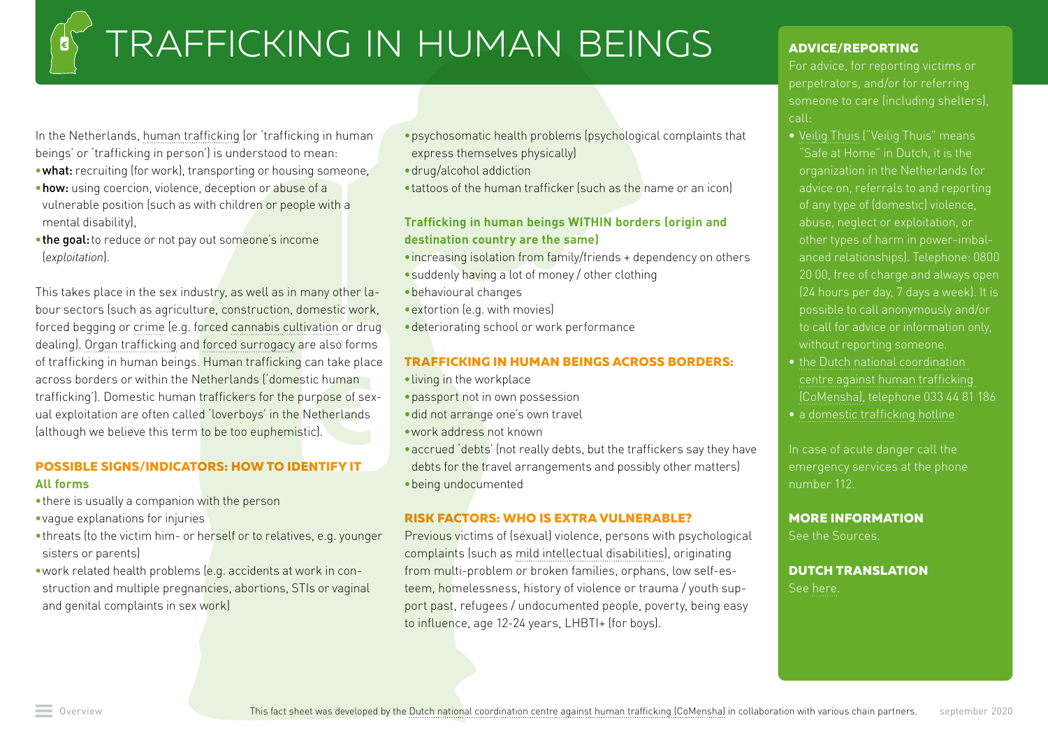# TRAFFICKING IN HUMAN BEINGS

In the Netherlands, human trafficking (or 'trafficking in human beings' or 'trafficking in person') is understood to mean:

- **what:** recruiting (for work), transporting or housing someone,
- **how:** using coercion, violence, deception or abuse of a vulnerable position (such as with children or people with a mental disability),
- **the goal:** to reduce or not pay out someone's income (*exploitation*).

This takes place in the sex industry, as well as in many other labour sectors (such as agriculture, construction, domestic work, forced begging or crime (e.g. forced cannabis cultivation or drug dealing). Organ trafficking and forced surrogacy are also forms of trafficking in human beings. Human trafficking can take place across borders or within the Netherlands ('domestic human trafficking'). Domestic human traffickers for the purpose of sexual exploitation are often called 'loverboys' in the Netherlands (although we believe this term to be too euphemistic).

## POSSIBLE SIGNS/INDICATORS: HOW TO IDENTIFY IT

### All forms

- there is usually a companion with the person
- vague explanations for injuries
- threats (to the victim him- or herself or to relatives, e.g. younger sisters or parents)
- work related health problems (e.g. accidents at work in construction and multiple pregnancies, abortions, STIs or vaginal and genital complaints in sex work)
- psychosomatic health problems (psychological complaints that express themselves physically)
- drug/alcohol addiction
- tattoos of the human trafficker (such as the name or an icon)

### Trafficking in human beings WITHIN borders (origin and destination country are the same)

- increasing isolation from family/friends + dependency on others
- suddenly having a lot of money / other clothing
- behavioural changes
- extortion (e.g. with movies)
- deteriorating school or work performance

## TRAFFICKING IN HUMAN BEINGS ACROSS BORDERS:

- living in the workplace
- passport not in own possession
- did not arrange one's own travel
- work address not known
- accrued 'debts' (not really debts, but the traffickers say they have debts for the travel arrangements and possibly other matters)
- being undocumented

## RISK FACTORS: WHO IS EXTRA VULNERABLE?

Previous victims of (sexual) violence, persons with psychological complaints (such as mild intellectual disabilities), originating from multi-problem or broken families, orphans, low self-esteem, homelessness, history of violence or trauma / youth support past, refugees / undocumented people, poverty, being easy to influence, age 12-24 years, LHBTI+ (for boys).

## ADVICE/REPORTING

For advice, for reporting victims or perpetrators, and/or for referring someone to care (including shelters), call:

- Veilig Thuis ("Veilig Thuis" means "Safe at Home" in Dutch, it is the organization in the Netherlands for advice on, referrals to and reporting of any type of (domestic) violence, abuse, neglect or exploitation, or other types of harm in power-imbalanced relationships). Telephone: 0800 20 00, free of charge and always open (24 hours per day, 7 days a week). It is possible to call anonymously and/or to call for advice or information only, without reporting someone.
- the Dutch national coordination centre against human trafficking (CoMensha), telephone 033 44 81 186
- a domestic trafficking hotline

In case of acute danger call the emergency services at the phone number 112.

## MORE INFORMATION

See the Sources.

## DUTCH TRANSLATION

See here.

This fact sheet was developed by the Dutch national coordination centre against human trafficking (CoMensha) in collaboration with various chain partners.

september 2020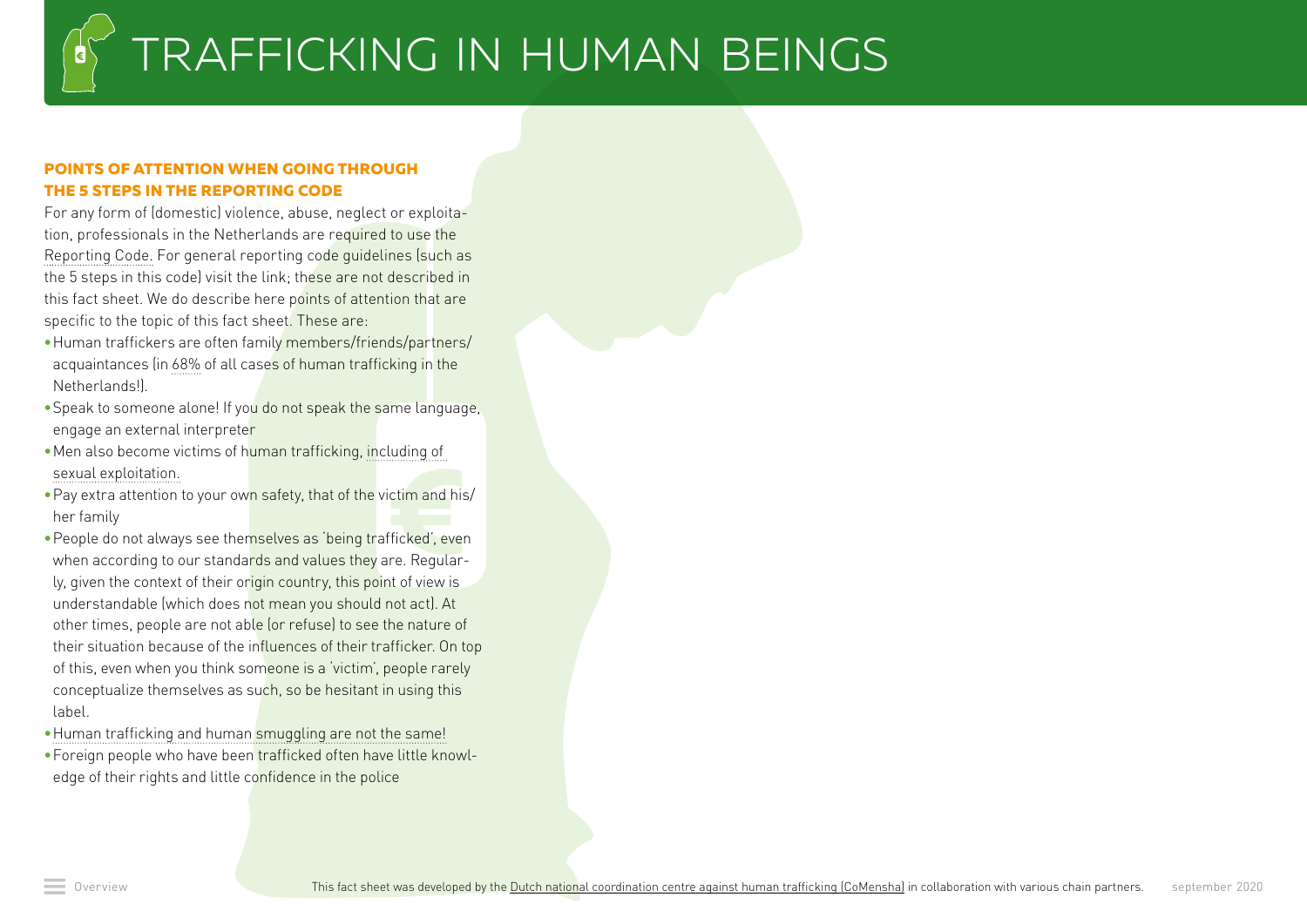# TRAFFICKING IN HUMAN BEINGS

## POINTS OF ATTENTION WHEN GOING THROUGH THE 5 STEPS IN THE REPORTING CODE

For any form of (domestic) violence, abuse, neglect or exploitation, professionals in the Netherlands are required to use the Reporting Code. For general reporting code guidelines (such as the 5 steps in this code) visit the link; these are not described in this fact sheet. We do describe here points of attention that are specific to the topic of this fact sheet. These are:

- Human traffickers are often family members/friends/partners/ acquaintances (in 68% of all cases of human trafficking in the Netherlands!).
- Speak to someone alone! If you do not speak the same language, engage an external interpreter
- Men also become victims of human trafficking, including of sexual exploitation.
- Pay extra attention to your own safety, that of the victim and his/ her family
- People do not always see themselves as 'being trafficked', even when according to our standards and values they are. Regularly, given the context of their origin country, this point of view is understandable (which does not mean you should not act). At other times, people are not able (or refuse) to see the nature of their situation because of the influences of their trafficker. On top of this, even when you think someone is a 'victim', people rarely conceptualize themselves as such, so be hesitant in using this label.
- Human trafficking and human smuggling are not the same!
- Foreign people who have been trafficked often have little knowledge of their rights and little confidence in the police

This fact sheet was developed by the Dutch national coordination centre against human trafficking (CoMensha) in collaboration with various chain partners.

september 2020